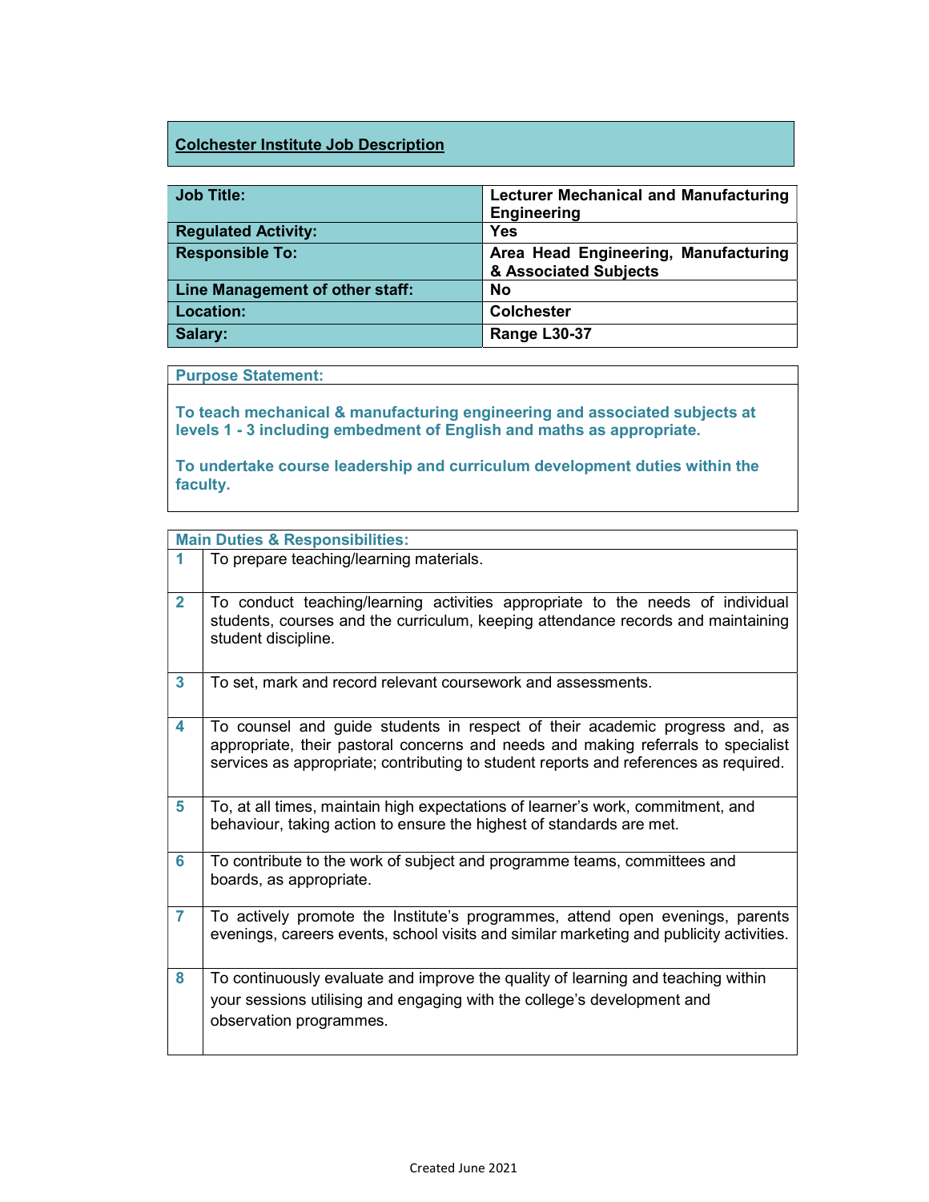## Colchester Institute Job Description

| | |
|---|---|
| **Job Title:** | **Lecturer Mechanical and Manufacturing Engineering** |
| **Regulated Activity:** | **Yes** |
| **Responsible To:** | **Area Head Engineering, Manufacturing & Associated Subjects** |
| **Line Management of other staff:** | **No** |
| **Location:** | **Colchester** |
| **Salary:** | **Range L30-37** |

### Purpose Statement:

**To teach mechanical & manufacturing engineering and associated subjects at levels 1 - 3 including embedment of English and maths as appropriate.**

**To undertake course leadership and curriculum development duties within the faculty.**

### Main Duties & Responsibilities:

| | |
|---|---|
| **1** | To prepare teaching/learning materials. |
| **2** | To conduct teaching/learning activities appropriate to the needs of individual students, courses and the curriculum, keeping attendance records and maintaining student discipline. |
| **3** | To set, mark and record relevant coursework and assessments. |
| **4** | To counsel and guide students in respect of their academic progress and, as appropriate, their pastoral concerns and needs and making referrals to specialist services as appropriate; contributing to student reports and references as required. |
| **5** | To, at all times, maintain high expectations of learner's work, commitment, and behaviour, taking action to ensure the highest of standards are met. |
| **6** | To contribute to the work of subject and programme teams, committees and boards, as appropriate. |
| **7** | To actively promote the Institute's programmes, attend open evenings, parents evenings, careers events, school visits and similar marketing and publicity activities. |
| **8** | To continuously evaluate and improve the quality of learning and teaching within your sessions utilising and engaging with the college's development and observation programmes. |

Created June 2021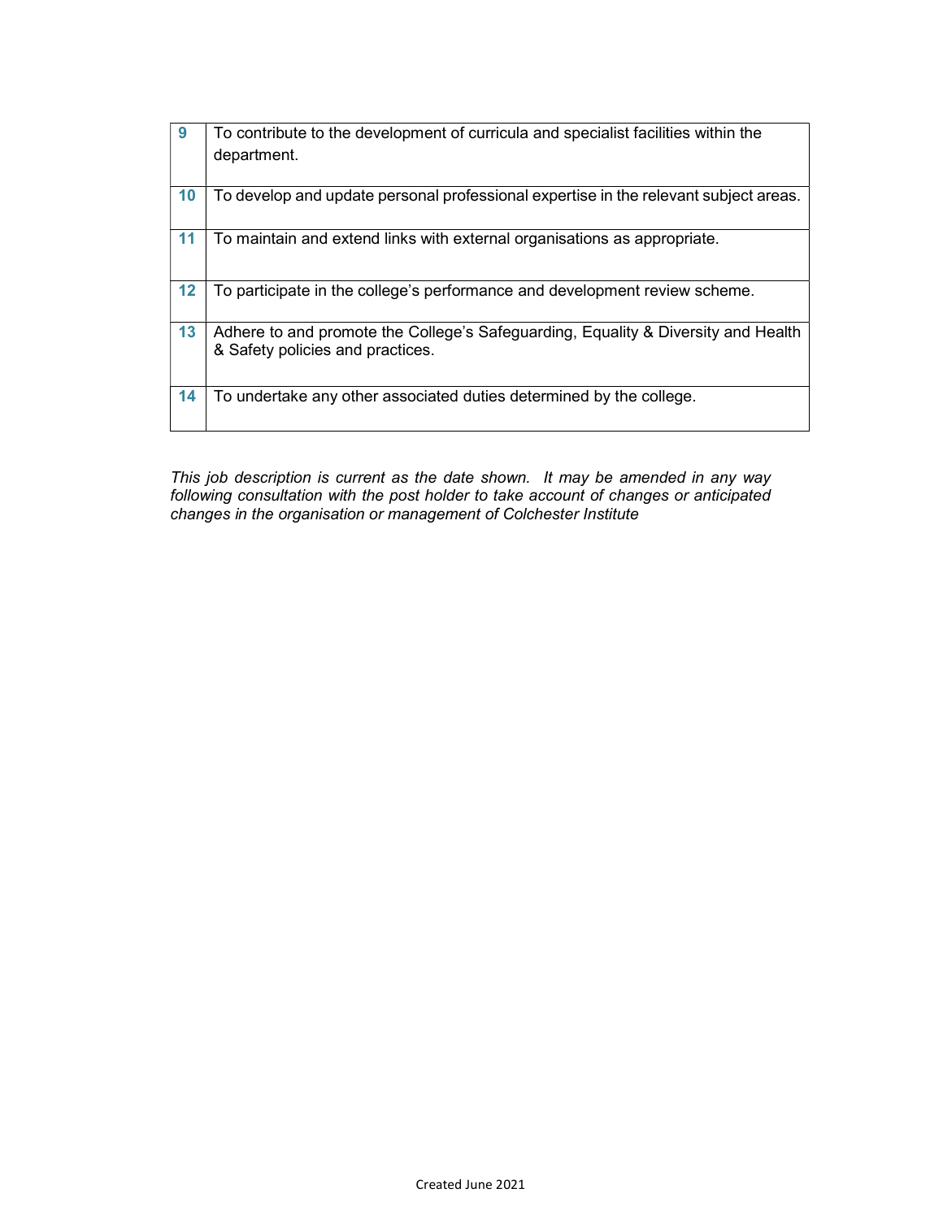| | |
|---|---|
| 9 | To contribute to the development of curricula and specialist facilities within the department. |
| 10 | To develop and update personal professional expertise in the relevant subject areas. |
| 11 | To maintain and extend links with external organisations as appropriate. |
| 12 | To participate in the college's performance and development review scheme. |
| 13 | Adhere to and promote the College's Safeguarding, Equality & Diversity and Health & Safety policies and practices. |
| 14 | To undertake any other associated duties determined by the college. |

*This job description is current as the date shown. It may be amended in any way following consultation with the post holder to take account of changes or anticipated changes in the organisation or management of Colchester Institute*

Created June 2021